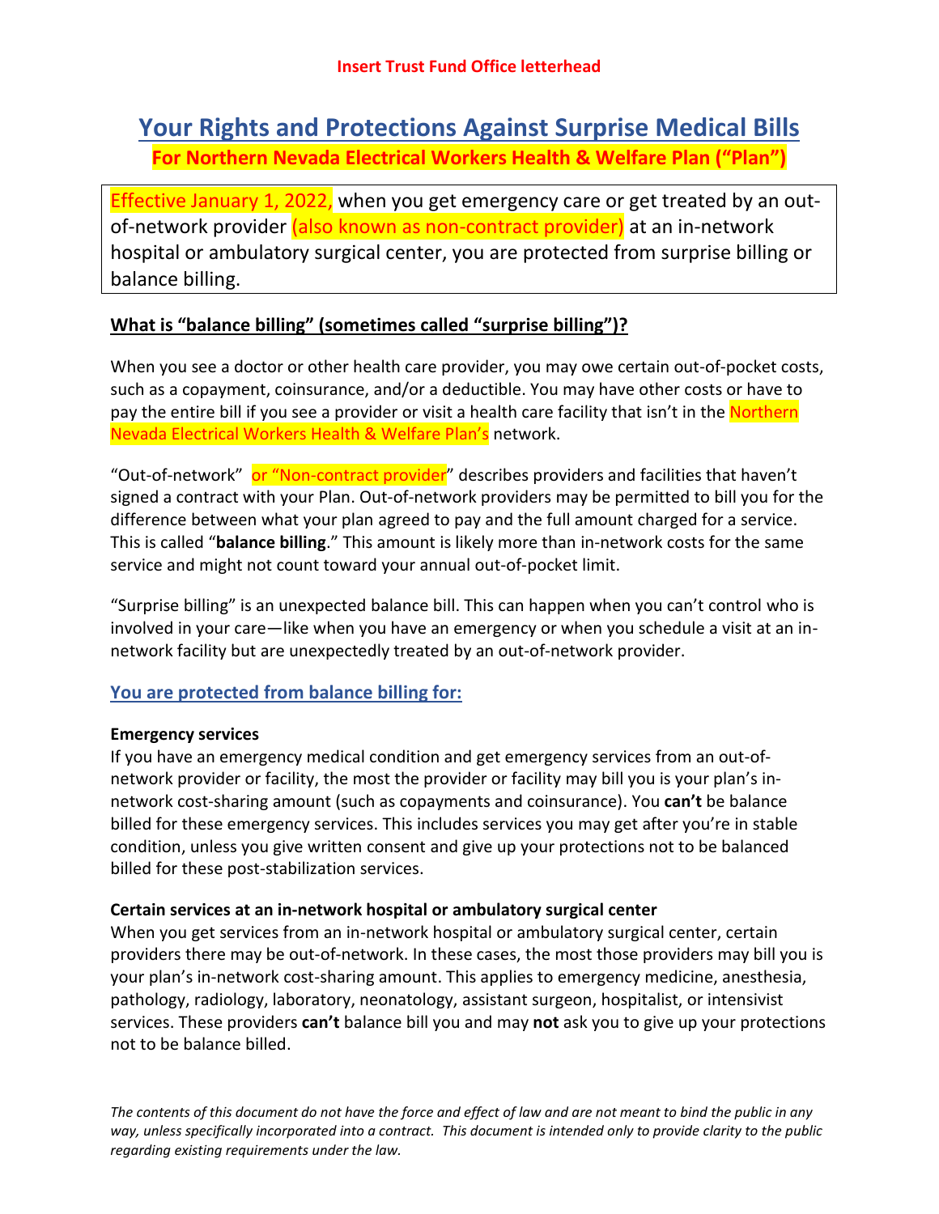**Insert Trust Fund Office letterhead**

# Your Rights and Protections Against Surprise Medical Bills

## For Northern Nevada Electrical Workers Health & Welfare Plan ("Plan")

Effective January 1, 2022, when you get emergency care or get treated by an out-of-network provider (also known as non-contract provider) at an in-network hospital or ambulatory surgical center, you are protected from surprise billing or balance billing.

### What is "balance billing" (sometimes called "surprise billing")?

When you see a doctor or other health care provider, you may owe certain out-of-pocket costs, such as a copayment, coinsurance, and/or a deductible. You may have other costs or have to pay the entire bill if you see a provider or visit a health care facility that isn't in the Northern Nevada Electrical Workers Health & Welfare Plan's network.

"Out-of-network" or "Non-contract provider" describes providers and facilities that haven't signed a contract with your Plan. Out-of-network providers may be permitted to bill you for the difference between what your plan agreed to pay and the full amount charged for a service. This is called "**balance billing**." This amount is likely more than in-network costs for the same service and might not count toward your annual out-of-pocket limit.

"Surprise billing" is an unexpected balance bill. This can happen when you can't control who is involved in your care—like when you have an emergency or when you schedule a visit at an in-network facility but are unexpectedly treated by an out-of-network provider.

### You are protected from balance billing for:

**Emergency services**
If you have an emergency medical condition and get emergency services from an out-of-network provider or facility, the most the provider or facility may bill you is your plan's in-network cost-sharing amount (such as copayments and coinsurance). You **can't** be balance billed for these emergency services. This includes services you may get after you're in stable condition, unless you give written consent and give up your protections not to be balanced billed for these post-stabilization services.

**Certain services at an in-network hospital or ambulatory surgical center**
When you get services from an in-network hospital or ambulatory surgical center, certain providers there may be out-of-network. In these cases, the most those providers may bill you is your plan's in-network cost-sharing amount. This applies to emergency medicine, anesthesia, pathology, radiology, laboratory, neonatology, assistant surgeon, hospitalist, or intensivist services. These providers **can't** balance bill you and may **not** ask you to give up your protections not to be balance billed.

*The contents of this document do not have the force and effect of law and are not meant to bind the public in any way, unless specifically incorporated into a contract. This document is intended only to provide clarity to the public regarding existing requirements under the law.*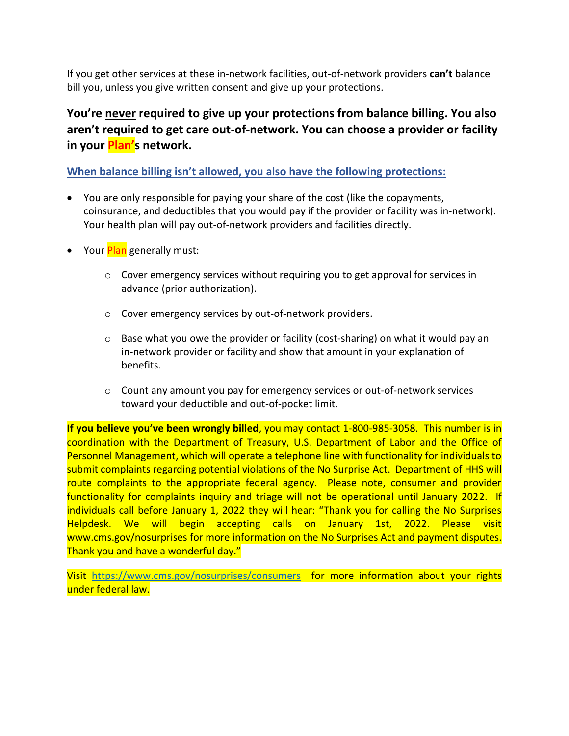If you get other services at these in-network facilities, out-of-network providers **can't** balance bill you, unless you give written consent and give up your protections.

**You're <u>never</u> required to give up your protections from balance billing. You also aren't required to get care out-of-network. You can choose a provider or facility in your Plan's network.**

**<u>When balance billing isn't allowed, you also have the following protections:</u>**

- You are only responsible for paying your share of the cost (like the copayments, coinsurance, and deductibles that you would pay if the provider or facility was in-network). Your health plan will pay out-of-network providers and facilities directly.
- Your Plan generally must:
  - Cover emergency services without requiring you to get approval for services in advance (prior authorization).
  - Cover emergency services by out-of-network providers.
  - Base what you owe the provider or facility (cost-sharing) on what it would pay an in-network provider or facility and show that amount in your explanation of benefits.
  - Count any amount you pay for emergency services or out-of-network services toward your deductible and out-of-pocket limit.

**If you believe you've been wrongly billed**, you may contact 1-800-985-3058. This number is in coordination with the Department of Treasury, U.S. Department of Labor and the Office of Personnel Management, which will operate a telephone line with functionality for individuals to submit complaints regarding potential violations of the No Surprise Act. Department of HHS will route complaints to the appropriate federal agency. Please note, consumer and provider functionality for complaints inquiry and triage will not be operational until January 2022. If individuals call before January 1, 2022 they will hear: "Thank you for calling the No Surprises Helpdesk. We will begin accepting calls on January 1st, 2022. Please visit www.cms.gov/nosurprises for more information on the No Surprises Act and payment disputes. Thank you and have a wonderful day."

Visit https://www.cms.gov/nosurprises/consumers for more information about your rights under federal law.